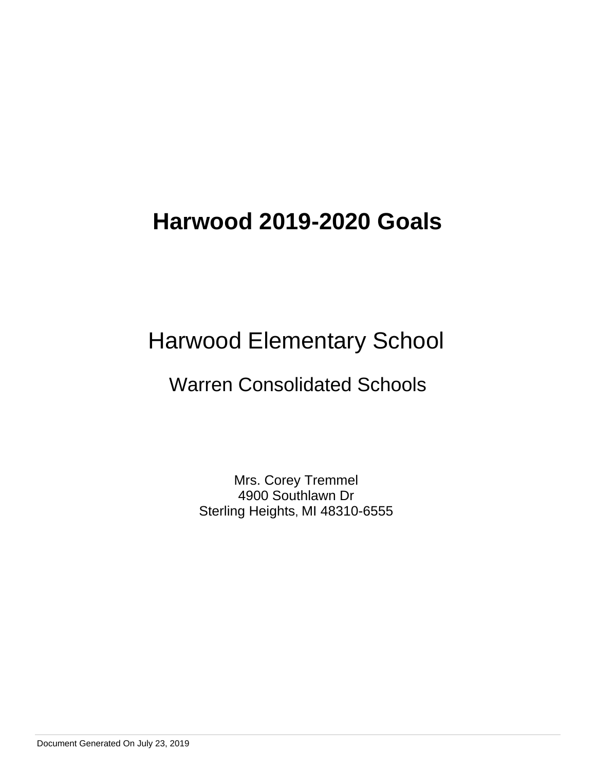# Harwood 2019-2020 Goals

## Harwood Elementary School

### Warren Consolidated Schools

Mrs. Corey Tremmel
4900 Southlawn Dr
Sterling Heights, MI 48310-6555

Document Generated On July 23, 2019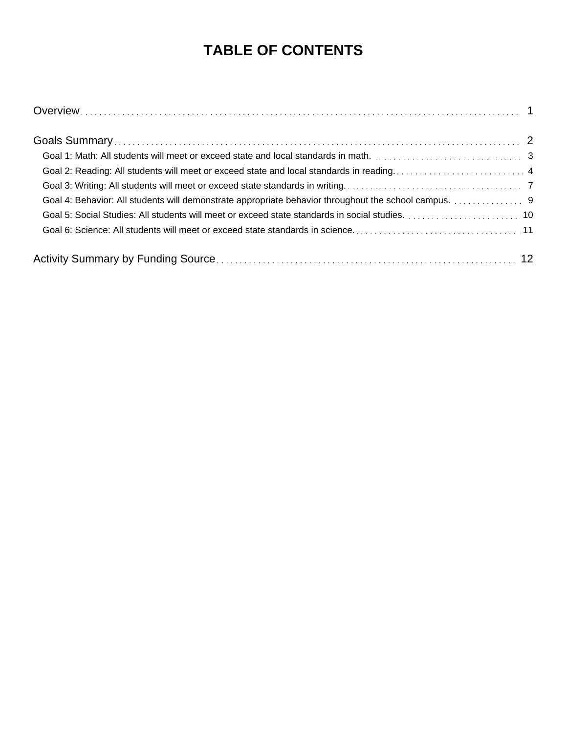# TABLE OF CONTENTS

Overview ..... 1

Goals Summary ..... 2

- Goal 1: Math: All students will meet or exceed state and local standards in math. ..... 3
- Goal 2: Reading: All students will meet or exceed state and local standards in reading. ..... 4
- Goal 3: Writing: All students will meet or exceed state standards in writing. ..... 7
- Goal 4: Behavior: All students will demonstrate appropriate behavior throughout the school campus. ..... 9
- Goal 5: Social Studies: All students will meet or exceed state standards in social studies. ..... 10
- Goal 6: Science: All students will meet or exceed state standards in science. ..... 11

Activity Summary by Funding Source ..... 12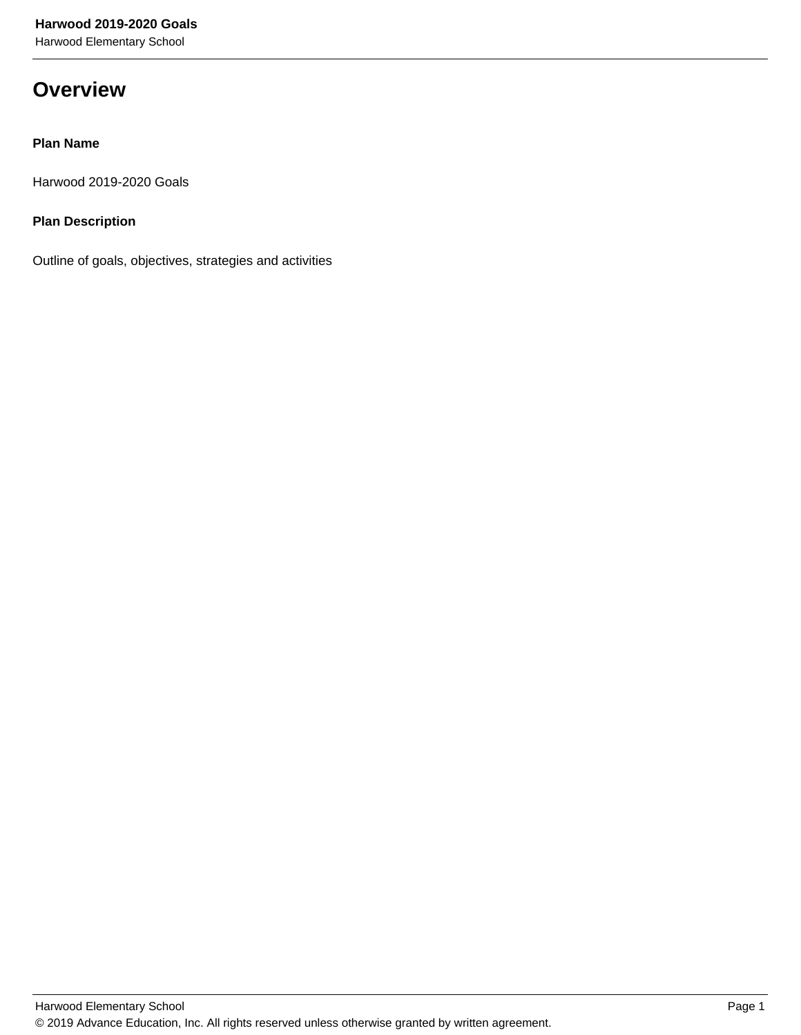# Overview

**Plan Name**

Harwood 2019-2020 Goals

**Plan Description**

Outline of goals, objectives, strategies and activities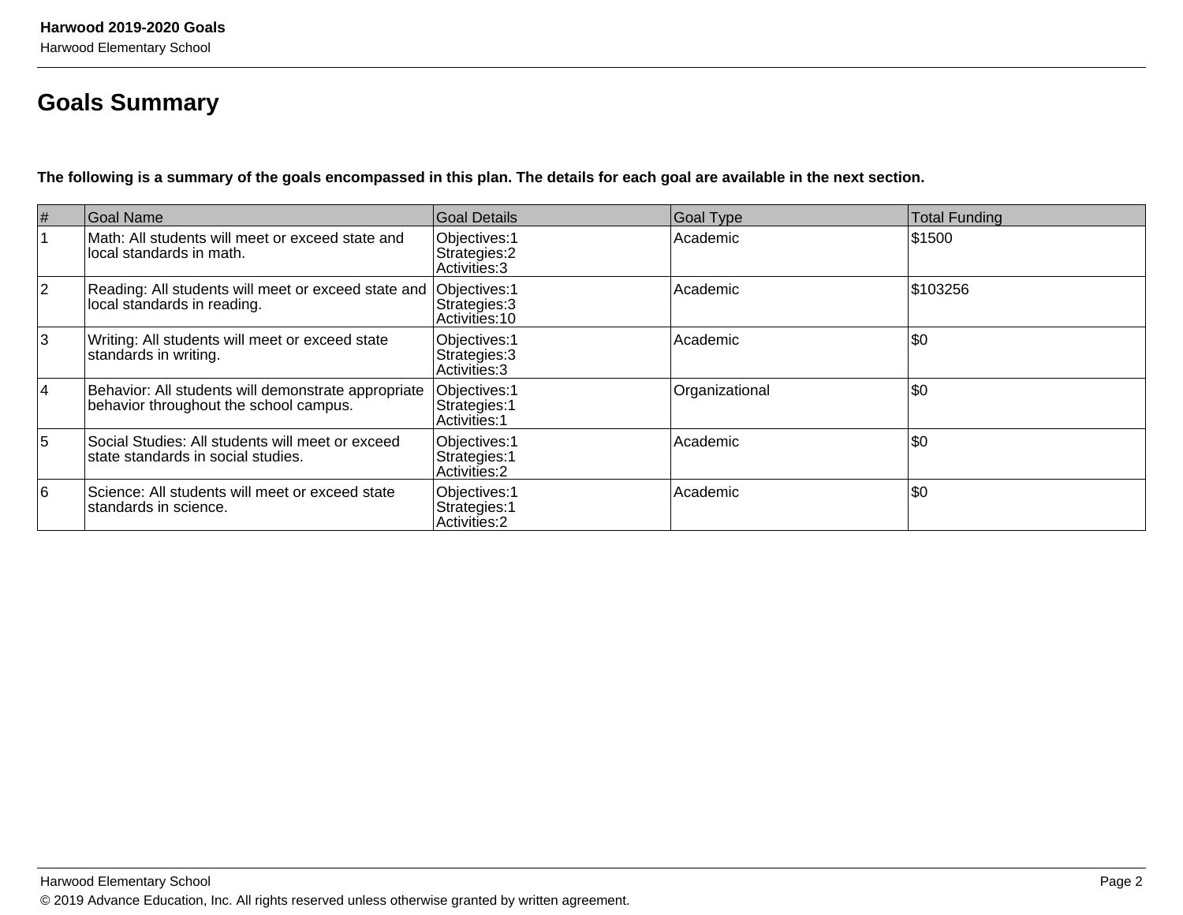## Goals Summary

**The following is a summary of the goals encompassed in this plan. The details for each goal are available in the next section.**

| # | Goal Name | Goal Details | Goal Type | Total Funding |
|---|---|---|---|---|
| 1 | Math: All students will meet or exceed state and local standards in math. | Objectives:1<br>Strategies:2<br>Activities:3 | Academic | $1500 |
| 2 | Reading: All students will meet or exceed state and local standards in reading. | Objectives:1<br>Strategies:3<br>Activities:10 | Academic | $103256 |
| 3 | Writing: All students will meet or exceed state standards in writing. | Objectives:1<br>Strategies:3<br>Activities:3 | Academic | $0 |
| 4 | Behavior: All students will demonstrate appropriate behavior throughout the school campus. | Objectives:1<br>Strategies:1<br>Activities:1 | Organizational | $0 |
| 5 | Social Studies: All students will meet or exceed state standards in social studies. | Objectives:1<br>Strategies:1<br>Activities:2 | Academic | $0 |
| 6 | Science: All students will meet or exceed state standards in science. | Objectives:1<br>Strategies:1<br>Activities:2 | Academic | $0 |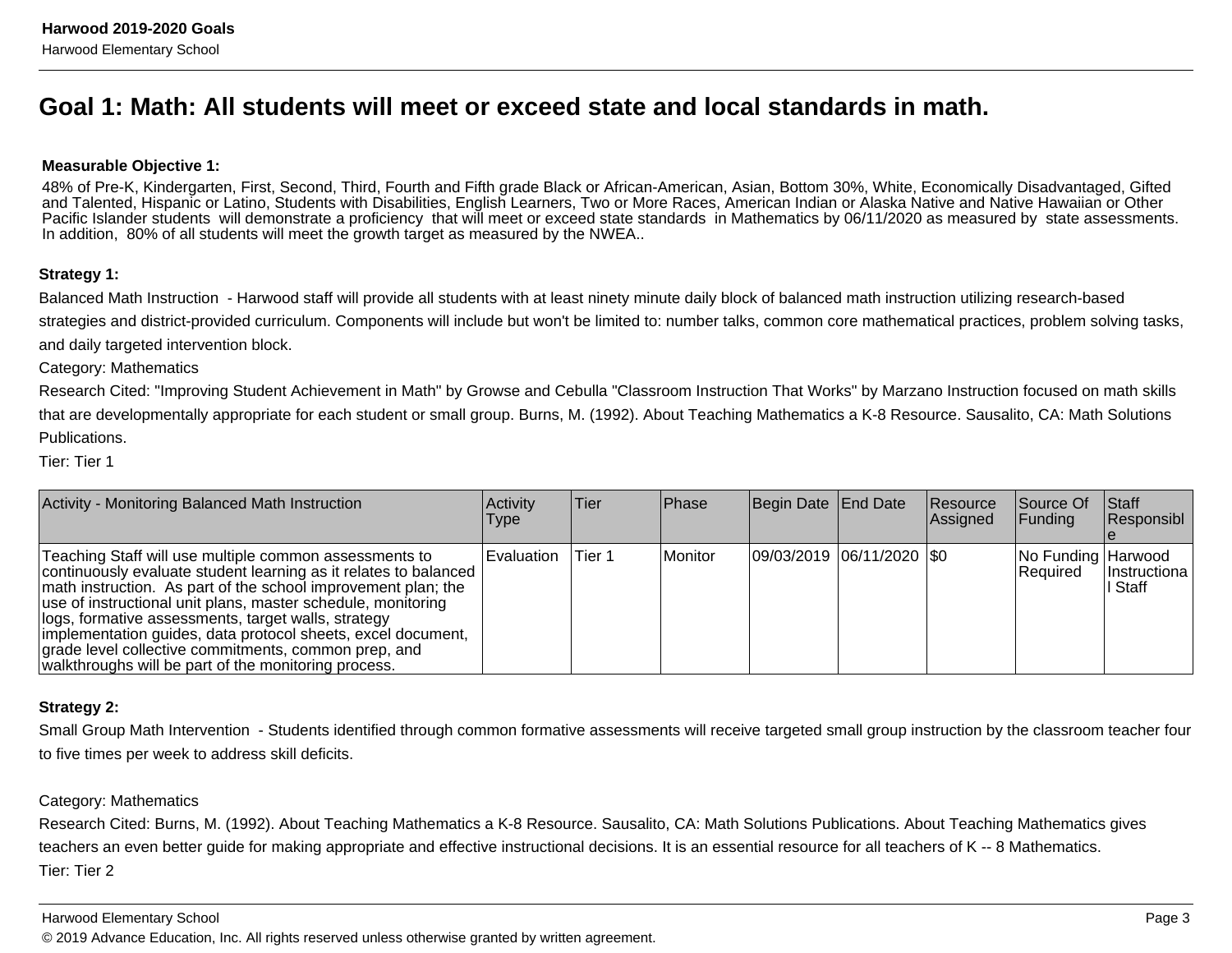# Goal 1: Math: All students will meet or exceed state and local standards in math.

**Measurable Objective 1:**

48% of Pre-K, Kindergarten, First, Second, Third, Fourth and Fifth grade Black or African-American, Asian, Bottom 30%, White, Economically Disadvantaged, Gifted and Talented, Hispanic or Latino, Students with Disabilities, English Learners, Two or More Races, American Indian or Alaska Native and Native Hawaiian or Other Pacific Islander students will demonstrate a proficiency that will meet or exceed state standards in Mathematics by 06/11/2020 as measured by state assessments. In addition, 80% of all students will meet the growth target as measured by the NWEA..

**Strategy 1:**

Balanced Math Instruction - Harwood staff will provide all students with at least ninety minute daily block of balanced math instruction utilizing research-based strategies and district-provided curriculum. Components will include but won't be limited to: number talks, common core mathematical practices, problem solving tasks, and daily targeted intervention block.

Category: Mathematics

Research Cited: "Improving Student Achievement in Math" by Growse and Cebulla "Classroom Instruction That Works" by Marzano Instruction focused on math skills that are developmentally appropriate for each student or small group. Burns, M. (1992). About Teaching Mathematics a K-8 Resource. Sausalito, CA: Math Solutions Publications.

Tier: Tier 1

| Activity - Monitoring Balanced Math Instruction | Activity Type | Tier | Phase | Begin Date | End Date | Resource Assigned | Source Of Funding | Staff Responsible |
|---|---|---|---|---|---|---|---|---|
| Teaching Staff will use multiple common assessments to continuously evaluate student learning as it relates to balanced math instruction. As part of the school improvement plan; the use of instructional unit plans, master schedule, monitoring logs, formative assessments, target walls, strategy implementation guides, data protocol sheets, excel document, grade level collective commitments, common prep, and walkthroughs will be part of the monitoring process. | Evaluation | Tier 1 | Monitor | 09/03/2019 | 06/11/2020 | $0 | No Funding Required | Harwood Instructional Staff |

**Strategy 2:**

Small Group Math Intervention - Students identified through common formative assessments will receive targeted small group instruction by the classroom teacher four to five times per week to address skill deficits.

Category: Mathematics

Research Cited: Burns, M. (1992). About Teaching Mathematics a K-8 Resource. Sausalito, CA: Math Solutions Publications. About Teaching Mathematics gives teachers an even better guide for making appropriate and effective instructional decisions. It is an essential resource for all teachers of K -- 8 Mathematics.

Tier: Tier 2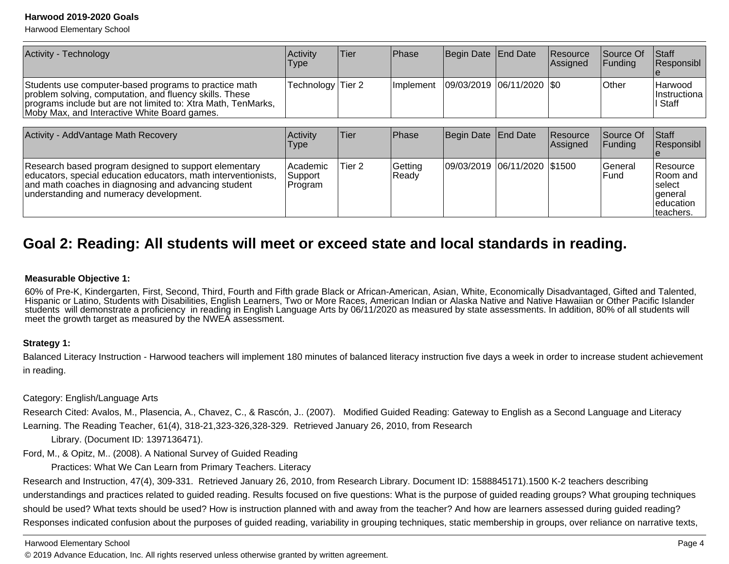| Activity - Technology | Activity Type | Tier | Phase | Begin Date | End Date | Resource Assigned | Source Of Funding | Staff Responsible |
|---|---|---|---|---|---|---|---|---|
| Students use computer-based programs to practice math problem solving, computation, and fluency skills. These programs include but are not limited to: Xtra Math, TenMarks, Moby Max, and Interactive White Board games. | Technology | Tier 2 | Implement | 09/03/2019 | 06/11/2020 | $0 | Other | Harwood Instructional Staff |

| Activity - AddVantage Math Recovery | Activity Type | Tier | Phase | Begin Date | End Date | Resource Assigned | Source Of Funding | Staff Responsible |
|---|---|---|---|---|---|---|---|---|
| Research based program designed to support elementary educators, special education educators, math interventionists, and math coaches in diagnosing and advancing student understanding and numeracy development. | Academic Support Program | Tier 2 | Getting Ready | 09/03/2019 | 06/11/2020 | $1500 | General Fund | Resource Room and select general education teachers. |

## Goal 2: Reading: All students will meet or exceed state and local standards in reading.

**Measurable Objective 1:**

60% of Pre-K, Kindergarten, First, Second, Third, Fourth and Fifth grade Black or African-American, Asian, White, Economically Disadvantaged, Gifted and Talented, Hispanic or Latino, Students with Disabilities, English Learners, Two or More Races, American Indian or Alaska Native and Native Hawaiian or Other Pacific Islander students will demonstrate a proficiency in reading in English Language Arts by 06/11/2020 as measured by state assessments. In addition, 80% of all students will meet the growth target as measured by the NWEA assessment.

**Strategy 1:**

Balanced Literacy Instruction - Harwood teachers will implement 180 minutes of balanced literacy instruction five days a week in order to increase student achievement in reading.

Category: English/Language Arts

Research Cited: Avalos, M., Plasencia, A., Chavez, C., & Rascón, J.. (2007). Modified Guided Reading: Gateway to English as a Second Language and Literacy Learning. The Reading Teacher, 61(4), 318-21,323-326,328-329. Retrieved January 26, 2010, from Research

Library. (Document ID: 1397136471).

Ford, M., & Opitz, M.. (2008). A National Survey of Guided Reading

Practices: What We Can Learn from Primary Teachers. Literacy

Research and Instruction, 47(4), 309-331. Retrieved January 26, 2010, from Research Library. Document ID: 1588845171).1500 K-2 teachers describing understandings and practices related to guided reading. Results focused on five questions: What is the purpose of guided reading groups? What grouping techniques should be used? What texts should be used? How is instruction planned with and away from the teacher? And how are learners assessed during guided reading? Responses indicated confusion about the purposes of guided reading, variability in grouping techniques, static membership in groups, over reliance on narrative texts,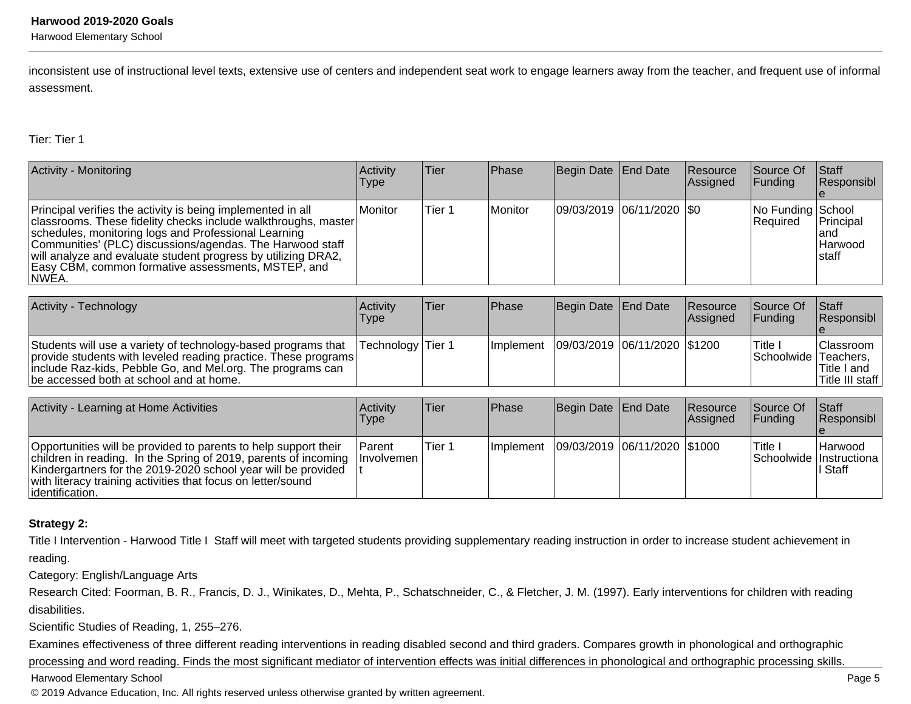inconsistent use of instructional level texts, extensive use of centers and independent seat work to engage learners away from the teacher, and frequent use of informal assessment.

Tier: Tier 1

| Activity - Monitoring | Activity Type | Tier | Phase | Begin Date | End Date | Resource Assigned | Source Of Funding | Staff Responsible |
|---|---|---|---|---|---|---|---|---|
| Principal verifies the activity is being implemented in all classrooms. These fidelity checks include walkthroughs, master schedules, monitoring logs and Professional Learning Communities' (PLC) discussions/agendas. The Harwood staff will analyze and evaluate student progress by utilizing DRA2, Easy CBM, common formative assessments, MSTEP, and NWEA. | Monitor | Tier 1 | Monitor | 09/03/2019 | 06/11/2020 | $0 | No Funding Required | School Principal and Harwood staff |

| Activity - Technology | Activity Type | Tier | Phase | Begin Date | End Date | Resource Assigned | Source Of Funding | Staff Responsible |
|---|---|---|---|---|---|---|---|---|
| Students will use a variety of technology-based programs that provide students with leveled reading practice. These programs include Raz-kids, Pebble Go, and Mel.org. The programs can be accessed both at school and at home. | Technology | Tier 1 | Implement | 09/03/2019 | 06/11/2020 | $1200 | Title I Schoolwide | Classroom Teachers, Title I and Title III staff |

| Activity - Learning at Home Activities | Activity Type | Tier | Phase | Begin Date | End Date | Resource Assigned | Source Of Funding | Staff Responsible |
|---|---|---|---|---|---|---|---|---|
| Opportunities will be provided to parents to help support their children in reading. In the Spring of 2019, parents of incoming Kindergartners for the 2019-2020 school year will be provided with literacy training activities that focus on letter/sound identification. | Parent Involvement | Tier 1 | Implement | 09/03/2019 | 06/11/2020 | $1000 | Title I Schoolwide | Harwood Instructional Staff |

**Strategy 2:**

Title I Intervention - Harwood Title I Staff will meet with targeted students providing supplementary reading instruction in order to increase student achievement in reading.

Category: English/Language Arts

Research Cited: Foorman, B. R., Francis, D. J., Winikates, D., Mehta, P., Schatschneider, C., & Fletcher, J. M. (1997). Early interventions for children with reading disabilities.

Scientific Studies of Reading, 1, 255–276.

Examines effectiveness of three different reading interventions in reading disabled second and third graders. Compares growth in phonological and orthographic processing and word reading. Finds the most significant mediator of intervention effects was initial differences in phonological and orthographic processing skills.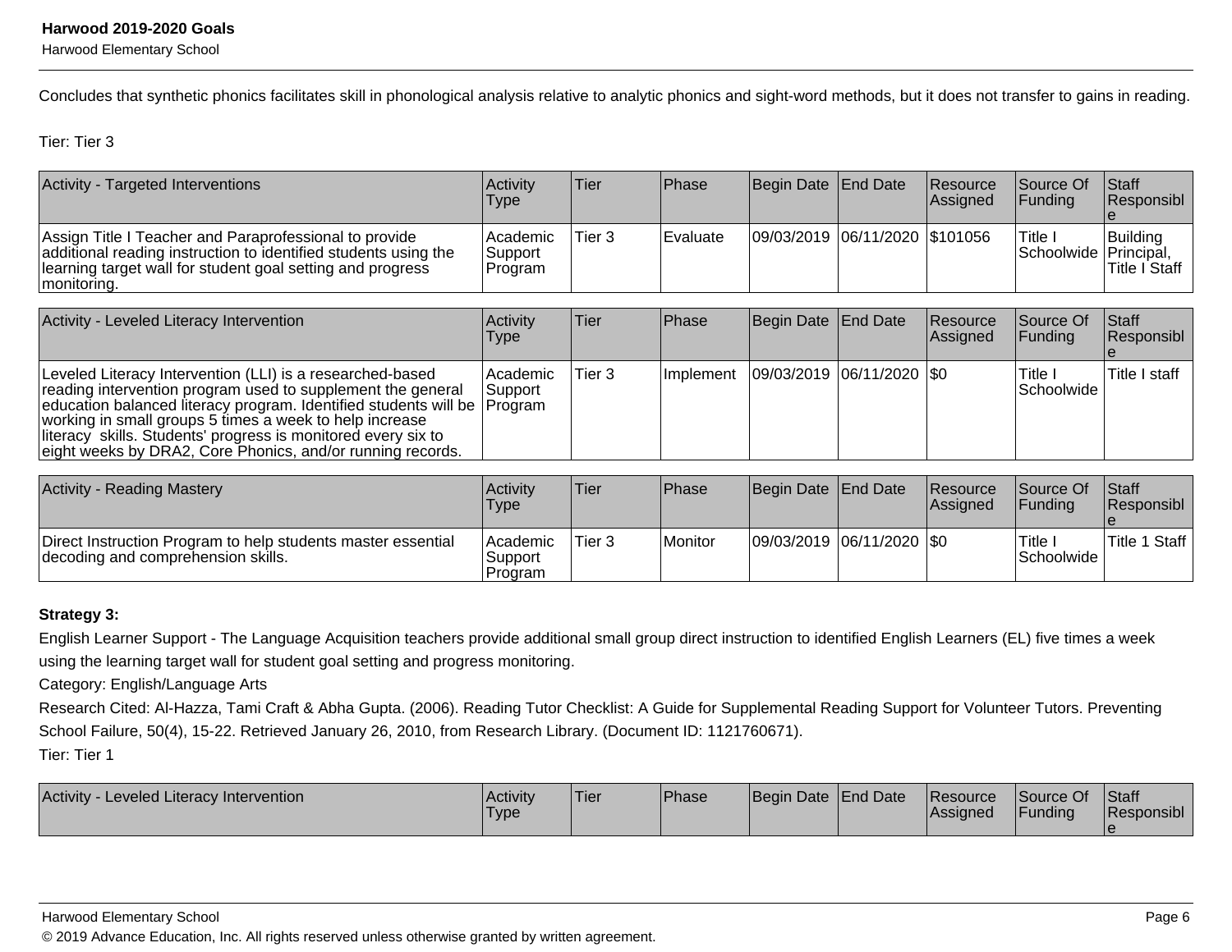Concludes that synthetic phonics facilitates skill in phonological analysis relative to analytic phonics and sight-word methods, but it does not transfer to gains in reading.

Tier: Tier 3

| Activity - Targeted Interventions | Activity Type | Tier | Phase | Begin Date | End Date | Resource Assigned | Source Of Funding | Staff Responsible |
|---|---|---|---|---|---|---|---|---|
| Assign Title I Teacher and Paraprofessional to provide additional reading instruction to identified students using the learning target wall for student goal setting and progress monitoring. | Academic Support Program | Tier 3 | Evaluate | 09/03/2019 | 06/11/2020 | $101056 | Title I Schoolwide | Building Principal, Title I Staff |

| Activity - Leveled Literacy Intervention | Activity Type | Tier | Phase | Begin Date | End Date | Resource Assigned | Source Of Funding | Staff Responsible |
|---|---|---|---|---|---|---|---|---|
| Leveled Literacy Intervention (LLI) is a researched-based reading intervention program used to supplement the general education balanced literacy program. Identified students will be working in small groups 5 times a week to help increase literacy skills. Students' progress is monitored every six to eight weeks by DRA2, Core Phonics, and/or running records. | Academic Support Program | Tier 3 | Implement | 09/03/2019 | 06/11/2020 | $0 | Title I Schoolwide | Title I staff |

| Activity - Reading Mastery | Activity Type | Tier | Phase | Begin Date | End Date | Resource Assigned | Source Of Funding | Staff Responsible |
|---|---|---|---|---|---|---|---|---|
| Direct Instruction Program to help students master essential decoding and comprehension skills. | Academic Support Program | Tier 3 | Monitor | 09/03/2019 | 06/11/2020 | $0 | Title I Schoolwide | Title 1 Staff |

**Strategy 3:**

English Learner Support - The Language Acquisition teachers provide additional small group direct instruction to identified English Learners (EL) five times a week using the learning target wall for student goal setting and progress monitoring.

Category: English/Language Arts

Research Cited: Al-Hazza, Tami Craft & Abha Gupta. (2006). Reading Tutor Checklist: A Guide for Supplemental Reading Support for Volunteer Tutors. Preventing School Failure, 50(4), 15-22. Retrieved January 26, 2010, from Research Library. (Document ID: 1121760671).

Tier: Tier 1

| Activity - Leveled Literacy Intervention | Activity Type | Tier | Phase | Begin Date | End Date | Resource Assigned | Source Of Funding | Staff Responsible |
|---|---|---|---|---|---|---|---|---|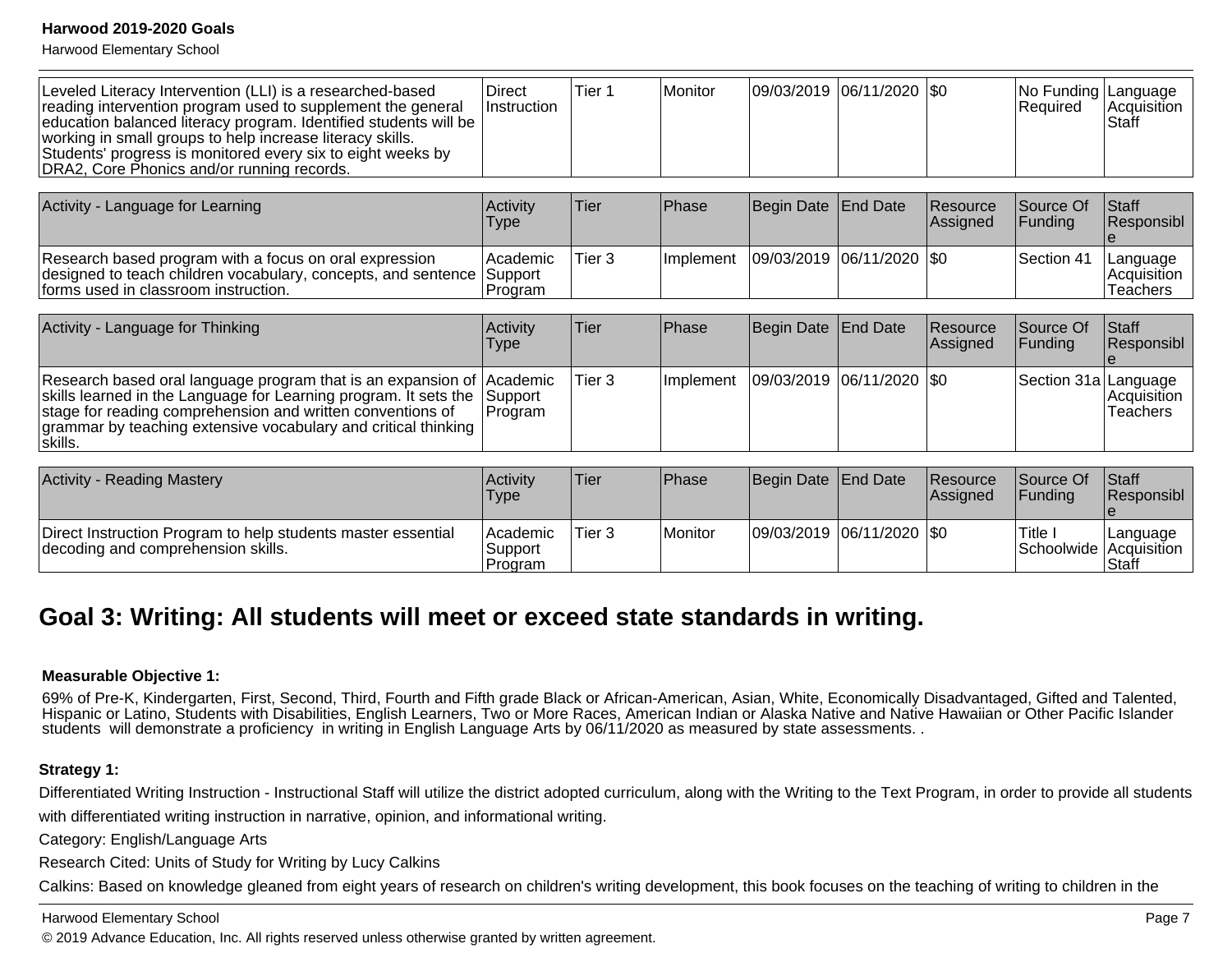| Leveled Literacy Intervention (LLI) is a researched-based reading intervention program used to supplement the general education balanced literacy program. Identified students will be working in small groups to help increase literacy skills. Students' progress is monitored every six to eight weeks by DRA2, Core Phonics and/or running records. | Direct Instruction | Tier 1 | Monitor | 09/03/2019 | 06/11/2020 | $0 | No Funding Required | Language Acquisition Staff |
|---|---|---|---|---|---|---|---|---|

| Activity - Language for Learning | Activity Type | Tier | Phase | Begin Date | End Date | Resource Assigned | Source Of Funding | Staff Responsible |
|---|---|---|---|---|---|---|---|---|
| Research based program with a focus on oral expression designed to teach children vocabulary, concepts, and sentence forms used in classroom instruction. | Academic Support Program | Tier 3 | Implement | 09/03/2019 | 06/11/2020 | $0 | Section 41 | Language Acquisition Teachers |

| Activity - Language for Thinking | Activity Type | Tier | Phase | Begin Date | End Date | Resource Assigned | Source Of Funding | Staff Responsible |
|---|---|---|---|---|---|---|---|---|
| Research based oral language program that is an expansion of skills learned in the Language for Learning program. It sets the stage for reading comprehension and written conventions of grammar by teaching extensive vocabulary and critical thinking skills. | Academic Support Program | Tier 3 | Implement | 09/03/2019 | 06/11/2020 | $0 | Section 31a | Language Acquisition Teachers |

| Activity - Reading Mastery | Activity Type | Tier | Phase | Begin Date | End Date | Resource Assigned | Source Of Funding | Staff Responsible |
|---|---|---|---|---|---|---|---|---|
| Direct Instruction Program to help students master essential decoding and comprehension skills. | Academic Support Program | Tier 3 | Monitor | 09/03/2019 | 06/11/2020 | $0 | Title I Schoolwide | Language Acquisition Staff |

## Goal 3: Writing: All students will meet or exceed state standards in writing.

**Measurable Objective 1:**

69% of Pre-K, Kindergarten, First, Second, Third, Fourth and Fifth grade Black or African-American, Asian, White, Economically Disadvantaged, Gifted and Talented, Hispanic or Latino, Students with Disabilities, English Learners, Two or More Races, American Indian or Alaska Native and Native Hawaiian or Other Pacific Islander students will demonstrate a proficiency in writing in English Language Arts by 06/11/2020 as measured by state assessments. .

**Strategy 1:**

Differentiated Writing Instruction - Instructional Staff will utilize the district adopted curriculum, along with the Writing to the Text Program, in order to provide all students with differentiated writing instruction in narrative, opinion, and informational writing.

Category: English/Language Arts

Research Cited: Units of Study for Writing by Lucy Calkins

Calkins: Based on knowledge gleaned from eight years of research on children's writing development, this book focuses on the teaching of writing to children in the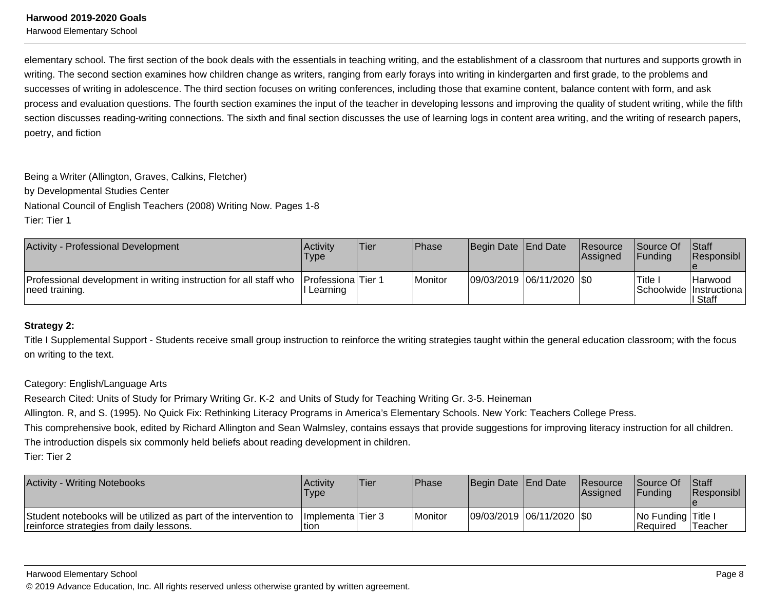elementary school. The first section of the book deals with the essentials in teaching writing, and the establishment of a classroom that nurtures and supports growth in writing. The second section examines how children change as writers, ranging from early forays into writing in kindergarten and first grade, to the problems and successes of writing in adolescence. The third section focuses on writing conferences, including those that examine content, balance content with form, and ask process and evaluation questions. The fourth section examines the input of the teacher in developing lessons and improving the quality of student writing, while the fifth section discusses reading-writing connections. The sixth and final section discusses the use of learning logs in content area writing, and the writing of research papers, poetry, and fiction

Being a Writer (Allington, Graves, Calkins, Fletcher)
by Developmental Studies Center
National Council of English Teachers (2008) Writing Now. Pages 1-8
Tier: Tier 1

| Activity - Professional Development | Activity Type | Tier | Phase | Begin Date | End Date | Resource Assigned | Source Of Funding | Staff Responsible |
|---|---|---|---|---|---|---|---|---|
| Professional development in writing instruction for all staff who need training. | Professional Learning | Tier 1 | Monitor | 09/03/2019 | 06/11/2020 | $0 | Title I Schoolwide | Harwood Instructional Staff |

**Strategy 2:**

Title I Supplemental Support - Students receive small group instruction to reinforce the writing strategies taught within the general education classroom; with the focus on writing to the text.

Category: English/Language Arts
Research Cited: Units of Study for Primary Writing Gr. K-2 and Units of Study for Teaching Writing Gr. 3-5. Heineman
Allington. R, and S. (1995). No Quick Fix: Rethinking Literacy Programs in America's Elementary Schools. New York: Teachers College Press.
This comprehensive book, edited by Richard Allington and Sean Walmsley, contains essays that provide suggestions for improving literacy instruction for all children. The introduction dispels six commonly held beliefs about reading development in children.
Tier: Tier 2

| Activity - Writing Notebooks | Activity Type | Tier | Phase | Begin Date | End Date | Resource Assigned | Source Of Funding | Staff Responsible |
|---|---|---|---|---|---|---|---|---|
| Student notebooks will be utilized as part of the intervention to reinforce strategies from daily lessons. | Implementation | Tier 3 | Monitor | 09/03/2019 | 06/11/2020 | $0 | No Funding Required | Title I Teacher |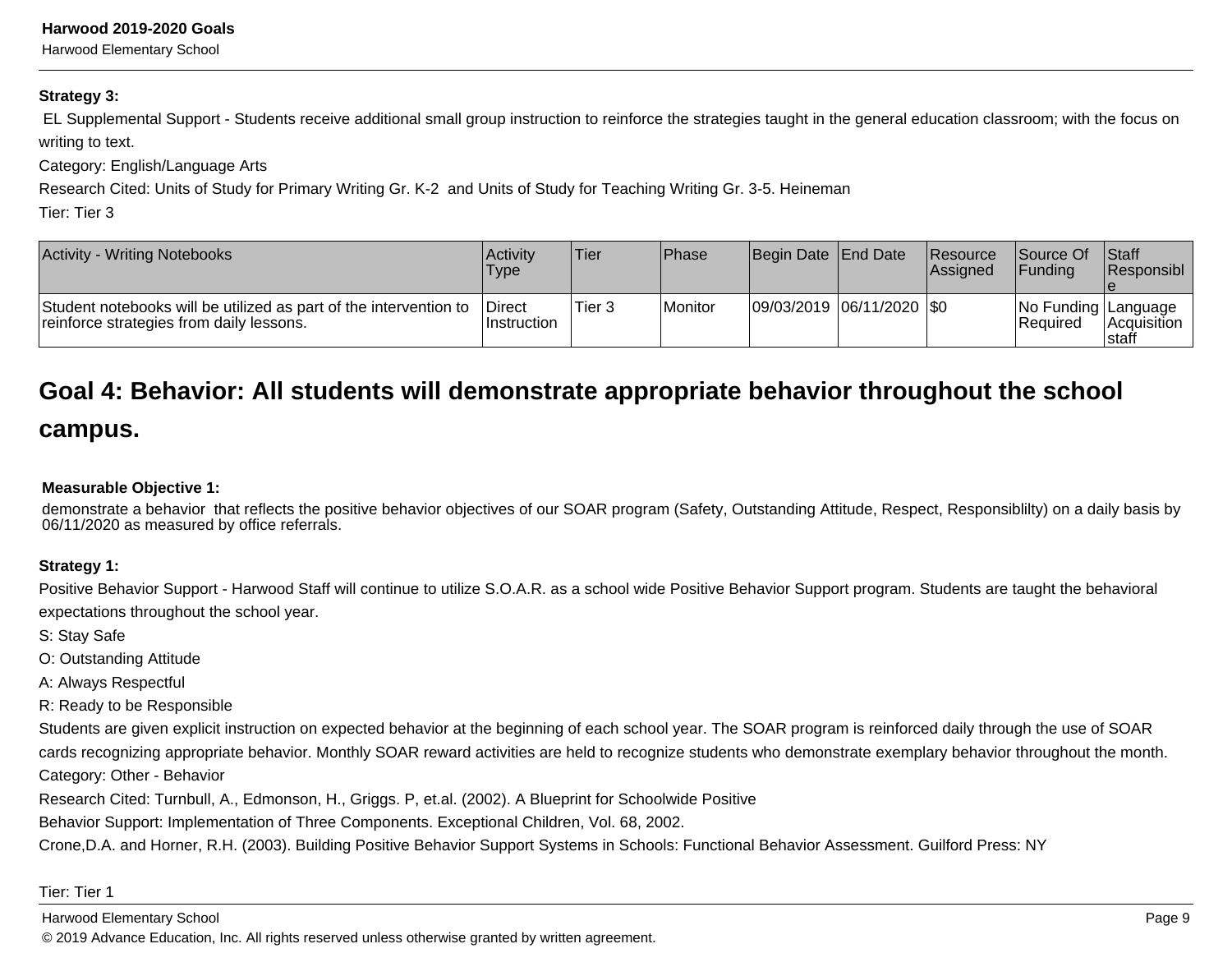**Strategy 3:**

EL Supplemental Support - Students receive additional small group instruction to reinforce the strategies taught in the general education classroom; with the focus on writing to text.

Category: English/Language Arts

Research Cited: Units of Study for Primary Writing Gr. K-2 and Units of Study for Teaching Writing Gr. 3-5. Heineman

Tier: Tier 3

| Activity - Writing Notebooks | Activity Type | Tier | Phase | Begin Date | End Date | Resource Assigned | Source Of Funding | Staff Responsible |
|---|---|---|---|---|---|---|---|---|
| Student notebooks will be utilized as part of the intervention to reinforce strategies from daily lessons. | Direct Instruction | Tier 3 | Monitor | 09/03/2019 | 06/11/2020 | $0 | No Funding Required | Language Acquisition staff |

## Goal 4: Behavior: All students will demonstrate appropriate behavior throughout the school campus.

**Measurable Objective 1:**

demonstrate a behavior that reflects the positive behavior objectives of our SOAR program (Safety, Outstanding Attitude, Respect, Responsiblilty) on a daily basis by 06/11/2020 as measured by office referrals.

**Strategy 1:**

Positive Behavior Support - Harwood Staff will continue to utilize S.O.A.R. as a school wide Positive Behavior Support program. Students are taught the behavioral expectations throughout the school year.

S: Stay Safe

O: Outstanding Attitude

A: Always Respectful

R: Ready to be Responsible

Students are given explicit instruction on expected behavior at the beginning of each school year. The SOAR program is reinforced daily through the use of SOAR cards recognizing appropriate behavior. Monthly SOAR reward activities are held to recognize students who demonstrate exemplary behavior throughout the month.

Category: Other - Behavior

Research Cited: Turnbull, A., Edmonson, H., Griggs. P, et.al. (2002). A Blueprint for Schoolwide Positive Behavior Support: Implementation of Three Components. Exceptional Children, Vol. 68, 2002.

Crone,D.A. and Horner, R.H. (2003). Building Positive Behavior Support Systems in Schools: Functional Behavior Assessment. Guilford Press: NY

Tier: Tier 1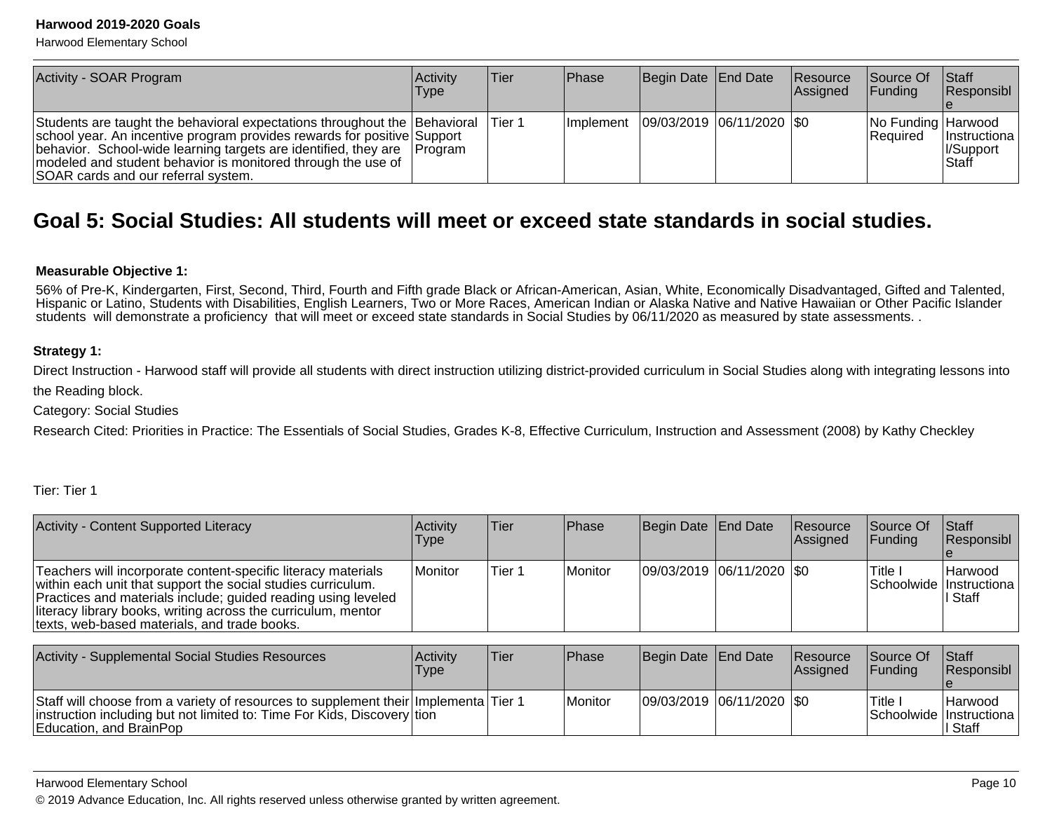| Activity - SOAR Program | Activity Type | Tier | Phase | Begin Date | End Date | Resource Assigned | Source Of Funding | Staff Responsible |
|---|---|---|---|---|---|---|---|---|
| Students are taught the behavioral expectations throughout the school year. An incentive program provides rewards for positive behavior. School-wide learning targets are identified, they are modeled and student behavior is monitored through the use of SOAR cards and our referral system. | Behavioral Support Program | Tier 1 | Implement | 09/03/2019 | 06/11/2020 | $0 | No Funding Required | Harwood Instructional/Support Staff |

## Goal 5: Social Studies: All students will meet or exceed state standards in social studies.

**Measurable Objective 1:**

56% of Pre-K, Kindergarten, First, Second, Third, Fourth and Fifth grade Black or African-American, Asian, White, Economically Disadvantaged, Gifted and Talented, Hispanic or Latino, Students with Disabilities, English Learners, Two or More Races, American Indian or Alaska Native and Native Hawaiian or Other Pacific Islander students will demonstrate a proficiency that will meet or exceed state standards in Social Studies by 06/11/2020 as measured by state assessments. .

**Strategy 1:**

Direct Instruction - Harwood staff will provide all students with direct instruction utilizing district-provided curriculum in Social Studies along with integrating lessons into the Reading block.

Category: Social Studies

Research Cited: Priorities in Practice: The Essentials of Social Studies, Grades K-8, Effective Curriculum, Instruction and Assessment (2008) by Kathy Checkley

Tier: Tier 1

| Activity - Content Supported Literacy | Activity Type | Tier | Phase | Begin Date | End Date | Resource Assigned | Source Of Funding | Staff Responsible |
|---|---|---|---|---|---|---|---|---|
| Teachers will incorporate content-specific literacy materials within each unit that support the social studies curriculum. Practices and materials include; guided reading using leveled literacy library books, writing across the curriculum, mentor texts, web-based materials, and trade books. | Monitor | Tier 1 | Monitor | 09/03/2019 | 06/11/2020 | $0 | Title I Schoolwide | Harwood Instructional Staff |

| Activity - Supplemental Social Studies Resources | Activity Type | Tier | Phase | Begin Date | End Date | Resource Assigned | Source Of Funding | Staff Responsible |
|---|---|---|---|---|---|---|---|---|
| Staff will choose from a variety of resources to supplement their instruction including but not limited to: Time For Kids, Discovery Education, and BrainPop | Implementation | Tier 1 | Monitor | 09/03/2019 | 06/11/2020 | $0 | Title I Schoolwide | Harwood Instructional Staff |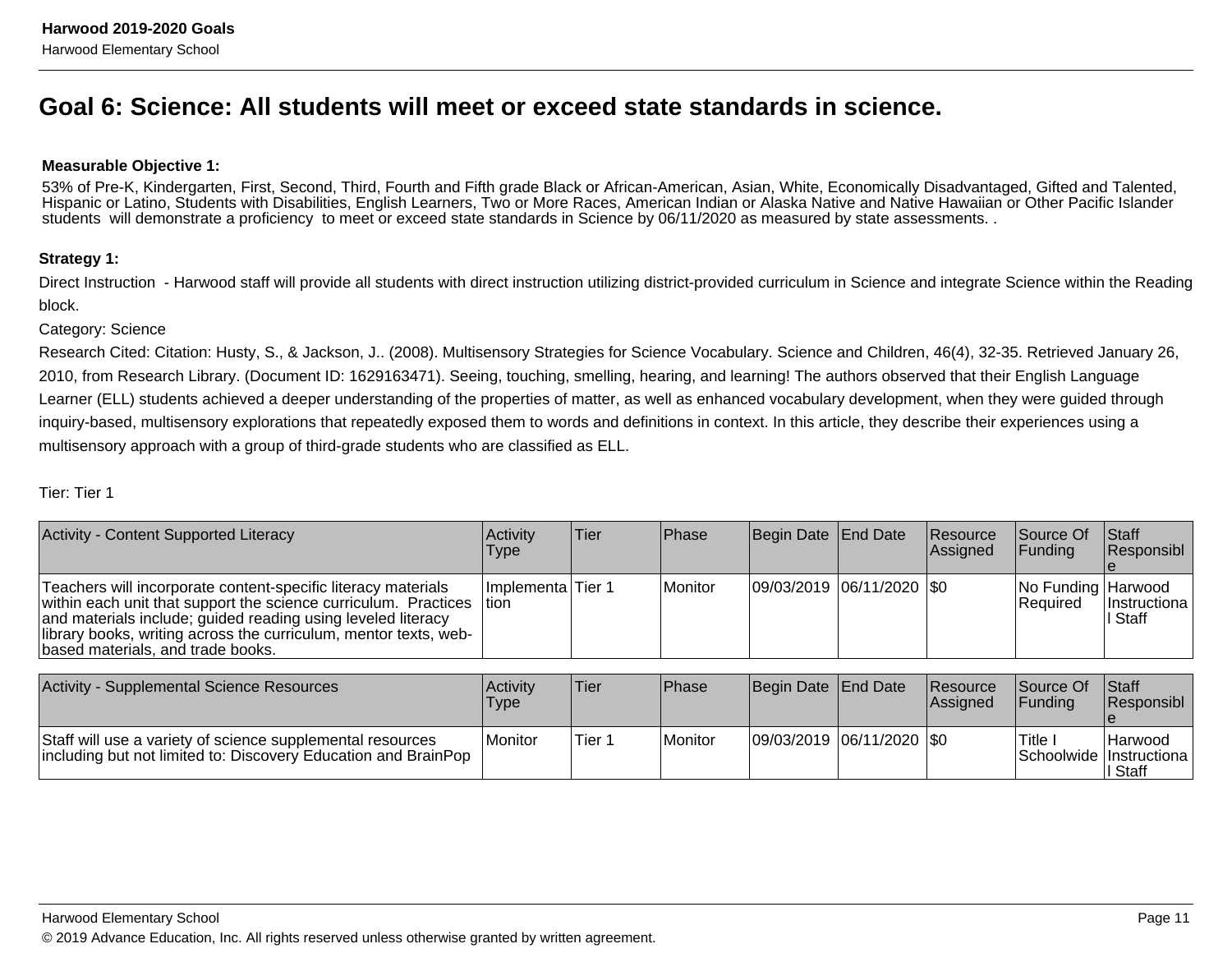## Goal 6: Science: All students will meet or exceed state standards in science.

**Measurable Objective 1:**

53% of Pre-K, Kindergarten, First, Second, Third, Fourth and Fifth grade Black or African-American, Asian, White, Economically Disadvantaged, Gifted and Talented, Hispanic or Latino, Students with Disabilities, English Learners, Two or More Races, American Indian or Alaska Native and Native Hawaiian or Other Pacific Islander students will demonstrate a proficiency to meet or exceed state standards in Science by 06/11/2020 as measured by state assessments. .

**Strategy 1:**

Direct Instruction - Harwood staff will provide all students with direct instruction utilizing district-provided curriculum in Science and integrate Science within the Reading block.

Category: Science

Research Cited: Citation: Husty, S., & Jackson, J.. (2008). Multisensory Strategies for Science Vocabulary. Science and Children, 46(4), 32-35. Retrieved January 26, 2010, from Research Library. (Document ID: 1629163471). Seeing, touching, smelling, hearing, and learning! The authors observed that their English Language Learner (ELL) students achieved a deeper understanding of the properties of matter, as well as enhanced vocabulary development, when they were guided through inquiry-based, multisensory explorations that repeatedly exposed them to words and definitions in context. In this article, they describe their experiences using a multisensory approach with a group of third-grade students who are classified as ELL.

Tier: Tier 1

| Activity - Content Supported Literacy | Activity Type | Tier | Phase | Begin Date | End Date | Resource Assigned | Source Of Funding | Staff Responsible |
|---|---|---|---|---|---|---|---|---|
| Teachers will incorporate content-specific literacy materials within each unit that support the science curriculum. Practices and materials include; guided reading using leveled literacy library books, writing across the curriculum, mentor texts, web-based materials, and trade books. | Implementation | Tier 1 | Monitor | 09/03/2019 | 06/11/2020 | $0 | No Funding Required | Harwood Instructional Staff |

| Activity - Supplemental Science Resources | Activity Type | Tier | Phase | Begin Date | End Date | Resource Assigned | Source Of Funding | Staff Responsible |
|---|---|---|---|---|---|---|---|---|
| Staff will use a variety of science supplemental resources including but not limited to: Discovery Education and BrainPop | Monitor | Tier 1 | Monitor | 09/03/2019 | 06/11/2020 | $0 | Title I Schoolwide | Harwood Instructional Staff |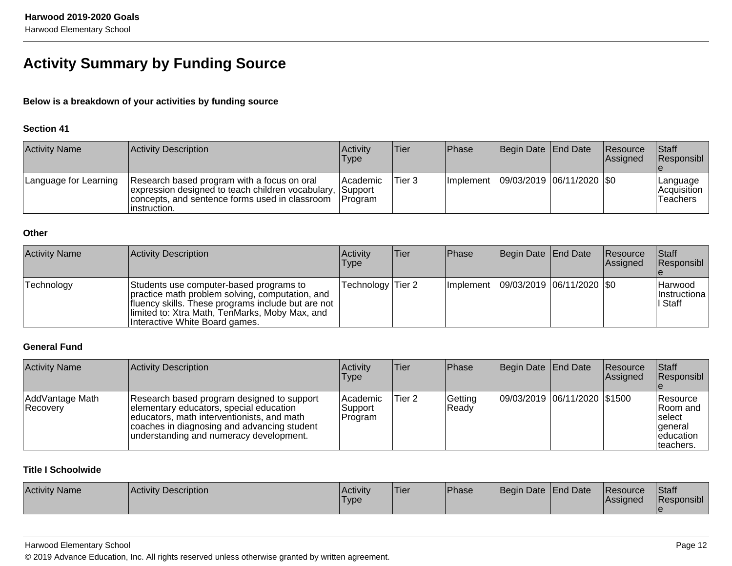# Activity Summary by Funding Source

**Below is a breakdown of your activities by funding source**

**Section 41**

| Activity Name | Activity Description | Activity Type | Tier | Phase | Begin Date | End Date | Resource Assigned | Staff Responsible |
|---|---|---|---|---|---|---|---|---|
| Language for Learning | Research based program with a focus on oral expression designed to teach children vocabulary, concepts, and sentence forms used in classroom instruction. | Academic Support Program | Tier 3 | Implement | 09/03/2019 | 06/11/2020 | $0 | Language Acquisition Teachers |

**Other**

| Activity Name | Activity Description | Activity Type | Tier | Phase | Begin Date | End Date | Resource Assigned | Staff Responsible |
|---|---|---|---|---|---|---|---|---|
| Technology | Students use computer-based programs to practice math problem solving, computation, and fluency skills. These programs include but are not limited to: Xtra Math, TenMarks, Moby Max, and Interactive White Board games. | Technology | Tier 2 | Implement | 09/03/2019 | 06/11/2020 | $0 | Harwood Instructional Staff |

**General Fund**

| Activity Name | Activity Description | Activity Type | Tier | Phase | Begin Date | End Date | Resource Assigned | Staff Responsible |
|---|---|---|---|---|---|---|---|---|
| AddVantage Math Recovery | Research based program designed to support elementary educators, special education educators, math interventionists, and math coaches in diagnosing and advancing student understanding and numeracy development. | Academic Support Program | Tier 2 | Getting Ready | 09/03/2019 | 06/11/2020 | $1500 | Resource Room and select general education teachers. |

**Title I Schoolwide**

| Activity Name | Activity Description | Activity Type | Tier | Phase | Begin Date | End Date | Resource Assigned | Staff Responsible |
|---|---|---|---|---|---|---|---|---|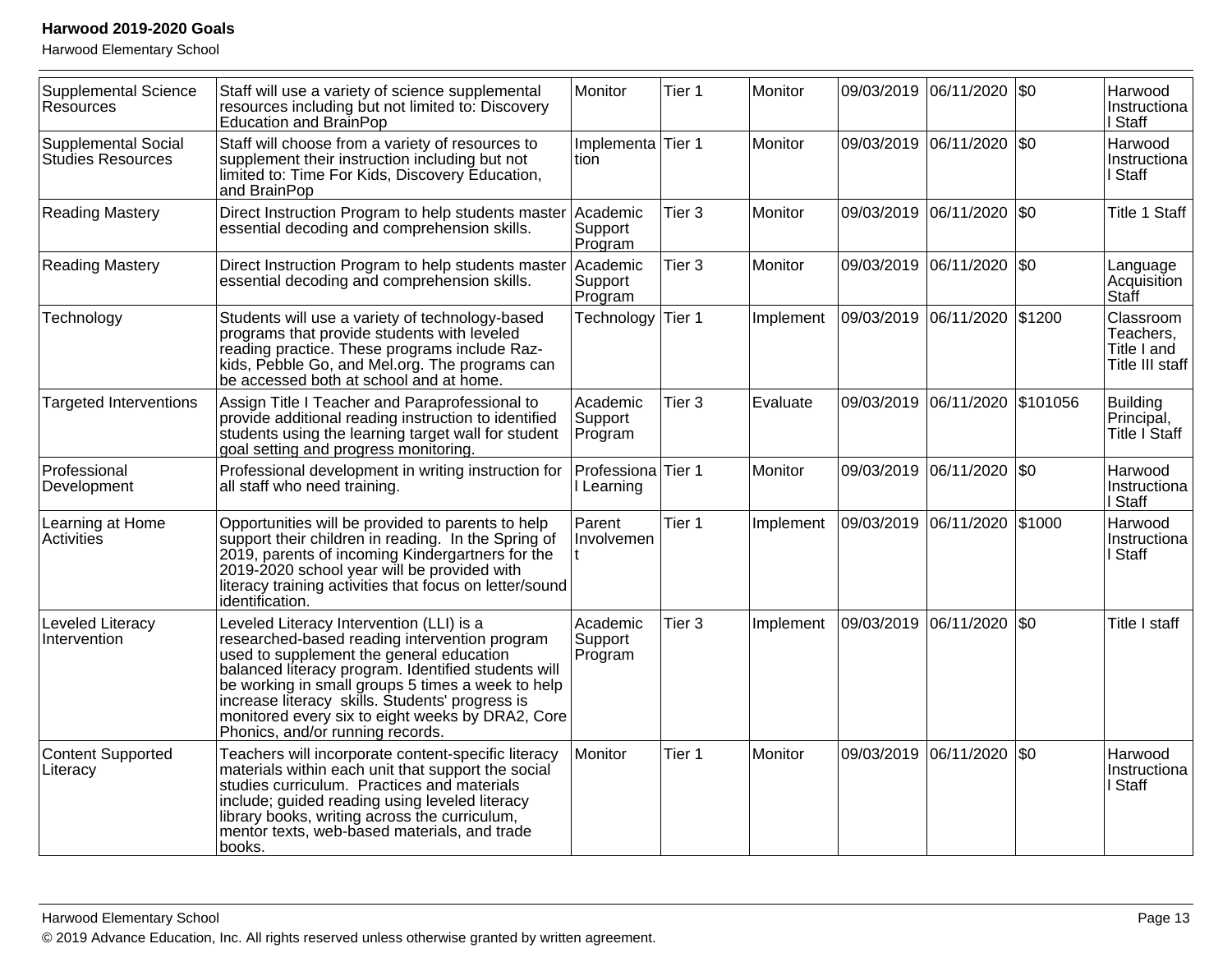| | | | | | | | | |
|---|---|---|---|---|---|---|---|---|
| Supplemental Science Resources | Staff will use a variety of science supplemental resources including but not limited to: Discovery Education and BrainPop | Monitor | Tier 1 | Monitor | 09/03/2019 | 06/11/2020 | $0 | Harwood Instructional Staff |
| Supplemental Social Studies Resources | Staff will choose from a variety of resources to supplement their instruction including but not limited to: Time For Kids, Discovery Education, and BrainPop | Implementation | Tier 1 | Monitor | 09/03/2019 | 06/11/2020 | $0 | Harwood Instructional Staff |
| Reading Mastery | Direct Instruction Program to help students master essential decoding and comprehension skills. | Academic Support Program | Tier 3 | Monitor | 09/03/2019 | 06/11/2020 | $0 | Title 1 Staff |
| Reading Mastery | Direct Instruction Program to help students master essential decoding and comprehension skills. | Academic Support Program | Tier 3 | Monitor | 09/03/2019 | 06/11/2020 | $0 | Language Acquisition Staff |
| Technology | Students will use a variety of technology-based programs that provide students with leveled reading practice. These programs include Raz-kids, Pebble Go, and Mel.org. The programs can be accessed both at school and at home. | Technology | Tier 1 | Implement | 09/03/2019 | 06/11/2020 | $1200 | Classroom Teachers, Title I and Title III staff |
| Targeted Interventions | Assign Title I Teacher and Paraprofessional to provide additional reading instruction to identified students using the learning target wall for student goal setting and progress monitoring. | Academic Support Program | Tier 3 | Evaluate | 09/03/2019 | 06/11/2020 | $101056 | Building Principal, Title I Staff |
| Professional Development | Professional development in writing instruction for all staff who need training. | Professional Learning | Tier 1 | Monitor | 09/03/2019 | 06/11/2020 | $0 | Harwood Instructional Staff |
| Learning at Home Activities | Opportunities will be provided to parents to help support their children in reading. In the Spring of 2019, parents of incoming Kindergartners for the 2019-2020 school year will be provided with literacy training activities that focus on letter/sound identification. | Parent Involvement | Tier 1 | Implement | 09/03/2019 | 06/11/2020 | $1000 | Harwood Instructional Staff |
| Leveled Literacy Intervention | Leveled Literacy Intervention (LLI) is a researched-based reading intervention program used to supplement the general education balanced literacy program. Identified students will be working in small groups 5 times a week to help increase literacy skills. Students' progress is monitored every six to eight weeks by DRA2, Core Phonics, and/or running records. | Academic Support Program | Tier 3 | Implement | 09/03/2019 | 06/11/2020 | $0 | Title I staff |
| Content Supported Literacy | Teachers will incorporate content-specific literacy materials within each unit that support the social studies curriculum. Practices and materials include; guided reading using leveled literacy library books, writing across the curriculum, mentor texts, web-based materials, and trade books. | Monitor | Tier 1 | Monitor | 09/03/2019 | 06/11/2020 | $0 | Harwood Instructional Staff |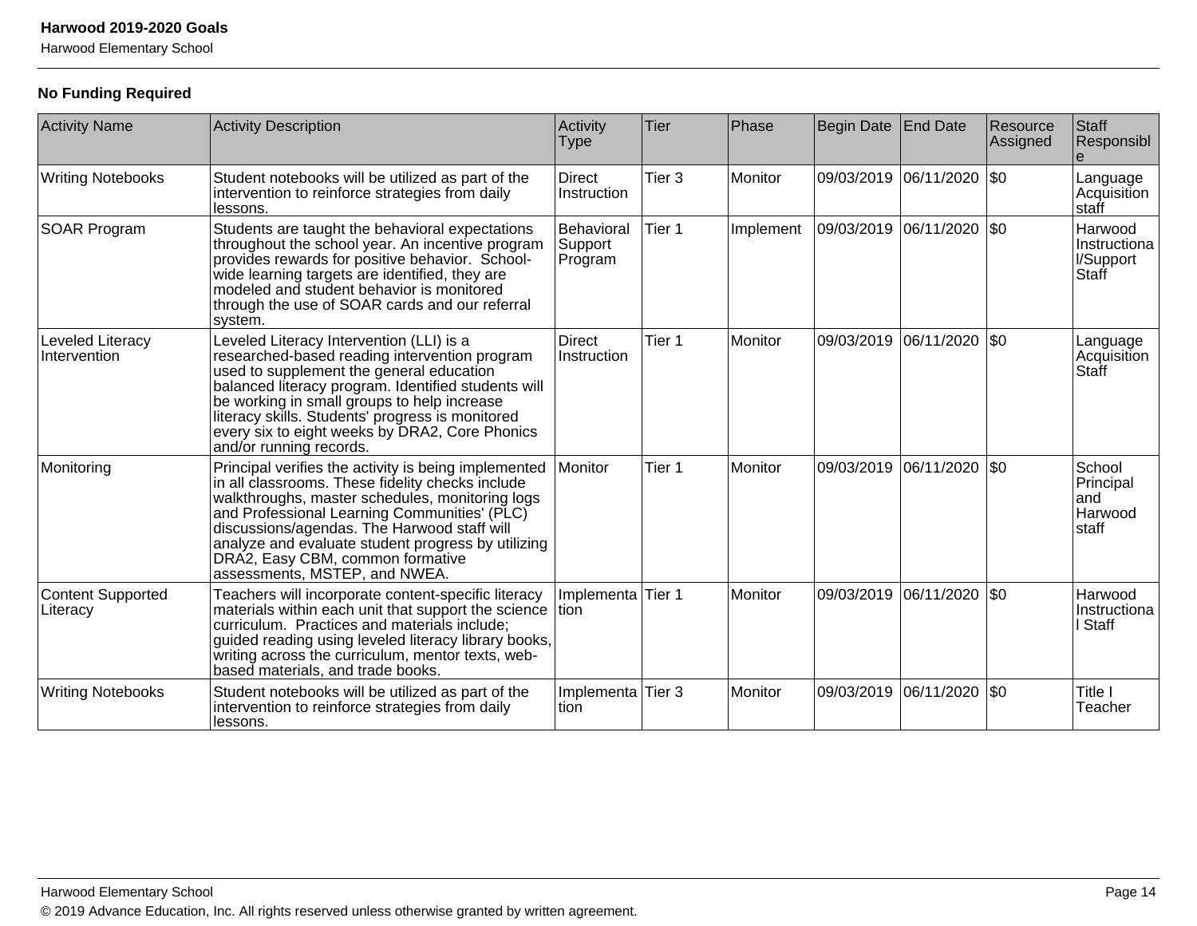**No Funding Required**

| Activity Name | Activity Description | Activity Type | Tier | Phase | Begin Date | End Date | Resource Assigned | Staff Responsible |
|---|---|---|---|---|---|---|---|---|
| Writing Notebooks | Student notebooks will be utilized as part of the intervention to reinforce strategies from daily lessons. | Direct Instruction | Tier 3 | Monitor | 09/03/2019 | 06/11/2020 | $0 | Language Acquisition staff |
| SOAR Program | Students are taught the behavioral expectations throughout the school year. An incentive program provides rewards for positive behavior. School-wide learning targets are identified, they are modeled and student behavior is monitored through the use of SOAR cards and our referral system. | Behavioral Support Program | Tier 1 | Implement | 09/03/2019 | 06/11/2020 | $0 | Harwood Instructional/Support Staff |
| Leveled Literacy Intervention | Leveled Literacy Intervention (LLI) is a researched-based reading intervention program used to supplement the general education balanced literacy program. Identified students will be working in small groups to help increase literacy skills. Students' progress is monitored every six to eight weeks by DRA2, Core Phonics and/or running records. | Direct Instruction | Tier 1 | Monitor | 09/03/2019 | 06/11/2020 | $0 | Language Acquisition Staff |
| Monitoring | Principal verifies the activity is being implemented in all classrooms. These fidelity checks include walkthroughs, master schedules, monitoring logs and Professional Learning Communities' (PLC) discussions/agendas. The Harwood staff will analyze and evaluate student progress by utilizing DRA2, Easy CBM, common formative assessments, MSTEP, and NWEA. | Monitor | Tier 1 | Monitor | 09/03/2019 | 06/11/2020 | $0 | School Principal and Harwood staff |
| Content Supported Literacy | Teachers will incorporate content-specific literacy materials within each unit that support the science curriculum. Practices and materials include; guided reading using leveled literacy library books, writing across the curriculum, mentor texts, web-based materials, and trade books. | Implementation | Tier 1 | Monitor | 09/03/2019 | 06/11/2020 | $0 | Harwood Instructional Staff |
| Writing Notebooks | Student notebooks will be utilized as part of the intervention to reinforce strategies from daily lessons. | Implementation | Tier 3 | Monitor | 09/03/2019 | 06/11/2020 | $0 | Title I Teacher |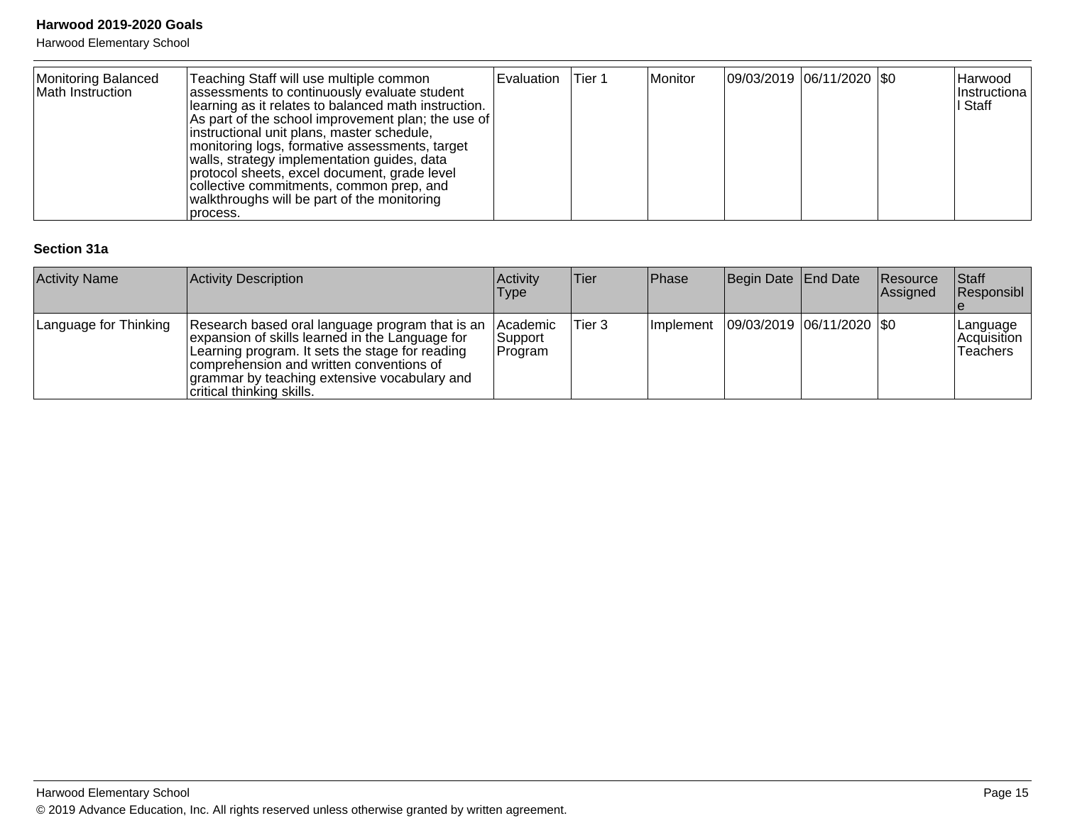| | | | | | | | | |
|---|---|---|---|---|---|---|---|---|
| Monitoring Balanced Math Instruction | Teaching Staff will use multiple common assessments to continuously evaluate student learning as it relates to balanced math instruction. As part of the school improvement plan; the use of instructional unit plans, master schedule, monitoring logs, formative assessments, target walls, strategy implementation guides, data protocol sheets, excel document, grade level collective commitments, common prep, and walkthroughs will be part of the monitoring process. | Evaluation | Tier 1 | Monitor | 09/03/2019 | 06/11/2020 | $0 | Harwood Instructional Staff |

**Section 31a**

| Activity Name | Activity Description | Activity Type | Tier | Phase | Begin Date | End Date | Resource Assigned | Staff Responsible |
|---|---|---|---|---|---|---|---|---|
| Language for Thinking | Research based oral language program that is an expansion of skills learned in the Language for Learning program. It sets the stage for reading comprehension and written conventions of grammar by teaching extensive vocabulary and critical thinking skills. | Academic Support Program | Tier 3 | Implement | 09/03/2019 | 06/11/2020 | $0 | Language Acquisition Teachers |